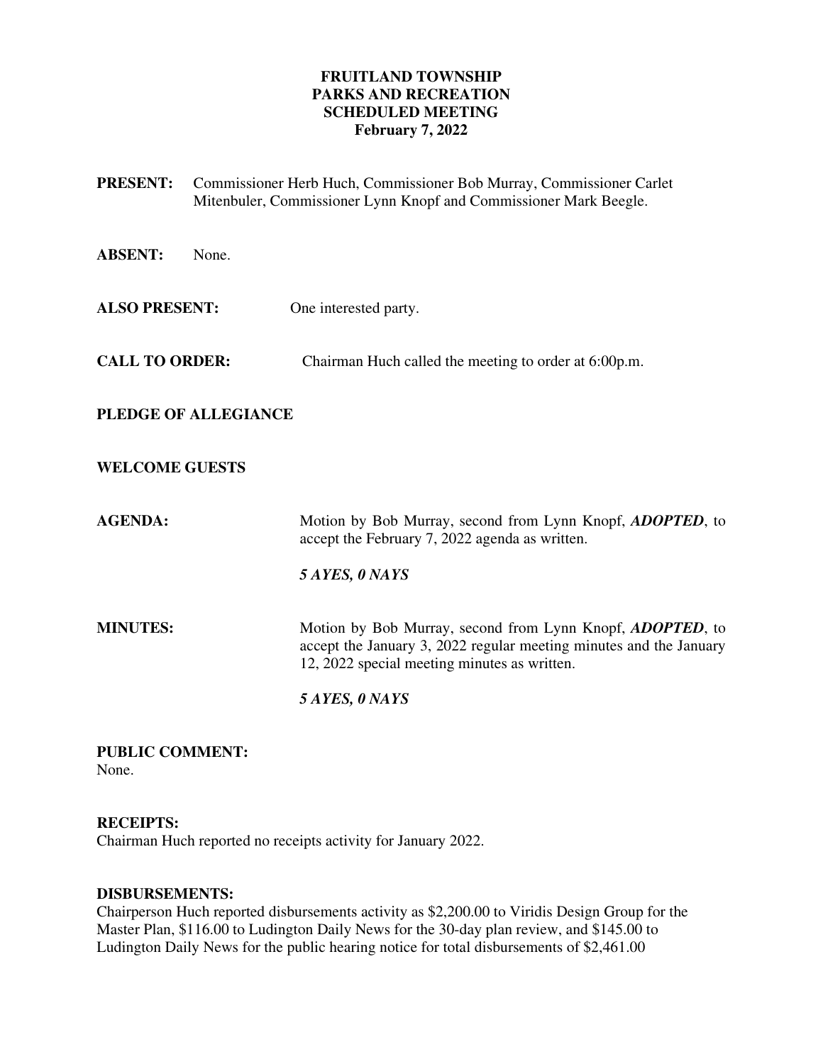# FRUITLAND TOWNSHIP
# PARKS AND RECREATION
# SCHEDULED MEETING
# February 7, 2022

**PRESENT:** Commissioner Herb Huch, Commissioner Bob Murray, Commissioner Carlet Mitenbuler, Commissioner Lynn Knopf and Commissioner Mark Beegle.

**ABSENT:** None.

**ALSO PRESENT:** One interested party.

**CALL TO ORDER:** Chairman Huch called the meeting to order at 6:00p.m.

**PLEDGE OF ALLEGIANCE**

**WELCOME GUESTS**

**AGENDA:** Motion by Bob Murray, second from Lynn Knopf, ***ADOPTED***, to accept the February 7, 2022 agenda as written.

***5 AYES, 0 NAYS***

**MINUTES:** Motion by Bob Murray, second from Lynn Knopf, ***ADOPTED***, to accept the January 3, 2022 regular meeting minutes and the January 12, 2022 special meeting minutes as written.

***5 AYES, 0 NAYS***

**PUBLIC COMMENT:**
None.

**RECEIPTS:**
Chairman Huch reported no receipts activity for January 2022.

**DISBURSEMENTS:**
Chairperson Huch reported disbursements activity as $2,200.00 to Viridis Design Group for the Master Plan, $116.00 to Ludington Daily News for the 30-day plan review, and $145.00 to Ludington Daily News for the public hearing notice for total disbursements of $2,461.00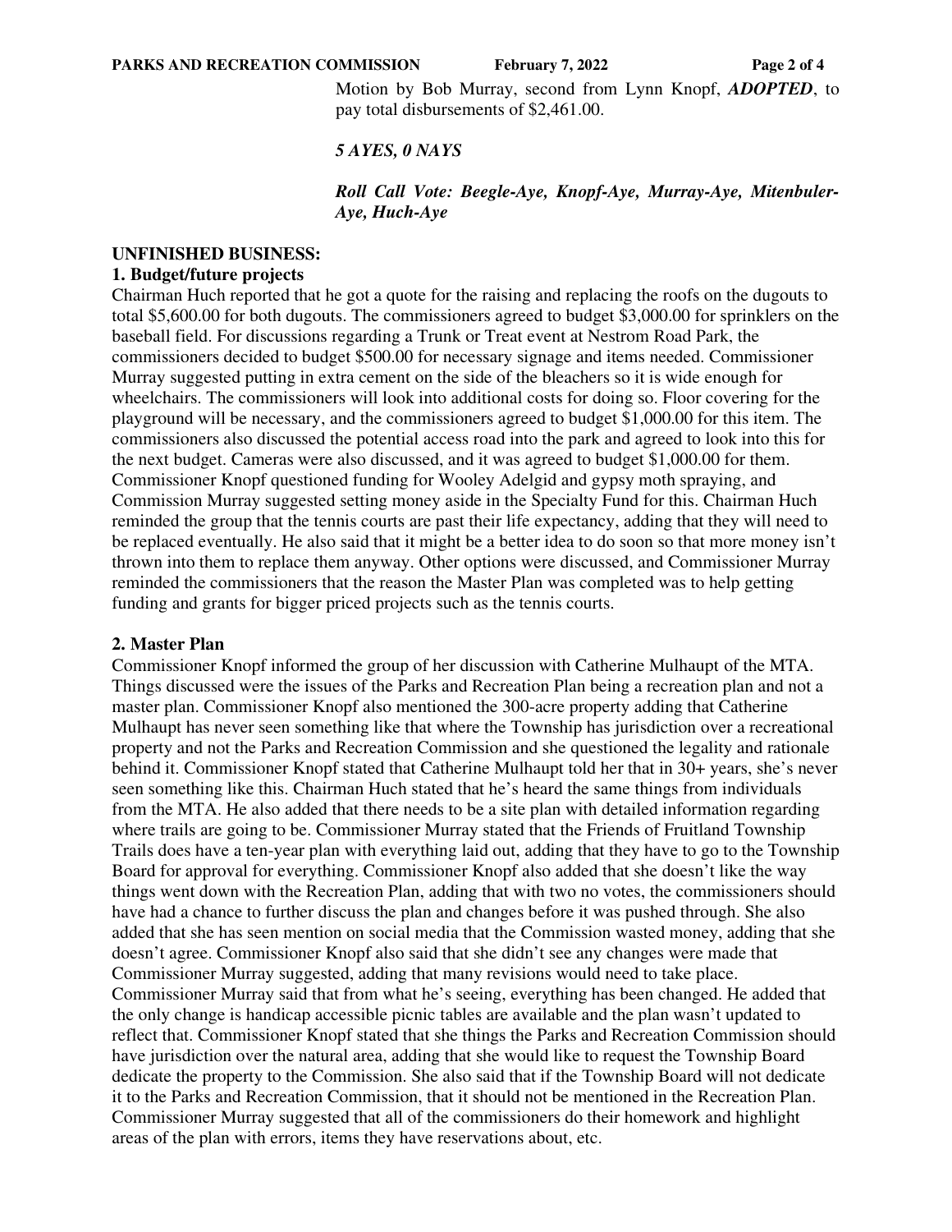Motion by Bob Murray, second from Lynn Knopf, ***ADOPTED***, to pay total disbursements of $2,461.00.

***5 AYES, 0 NAYS***

***Roll Call Vote: Beegle-Aye, Knopf-Aye, Murray-Aye, Mitenbuler-Aye, Huch-Aye***

**UNFINISHED BUSINESS:**

**1. Budget/future projects**

Chairman Huch reported that he got a quote for the raising and replacing the roofs on the dugouts to total $5,600.00 for both dugouts. The commissioners agreed to budget $3,000.00 for sprinklers on the baseball field. For discussions regarding a Trunk or Treat event at Nestrom Road Park, the commissioners decided to budget $500.00 for necessary signage and items needed. Commissioner Murray suggested putting in extra cement on the side of the bleachers so it is wide enough for wheelchairs. The commissioners will look into additional costs for doing so. Floor covering for the playground will be necessary, and the commissioners agreed to budget $1,000.00 for this item. The commissioners also discussed the potential access road into the park and agreed to look into this for the next budget. Cameras were also discussed, and it was agreed to budget $1,000.00 for them. Commissioner Knopf questioned funding for Wooley Adelgid and gypsy moth spraying, and Commission Murray suggested setting money aside in the Specialty Fund for this. Chairman Huch reminded the group that the tennis courts are past their life expectancy, adding that they will need to be replaced eventually. He also said that it might be a better idea to do soon so that more money isn't thrown into them to replace them anyway. Other options were discussed, and Commissioner Murray reminded the commissioners that the reason the Master Plan was completed was to help getting funding and grants for bigger priced projects such as the tennis courts.

**2. Master Plan**

Commissioner Knopf informed the group of her discussion with Catherine Mulhaupt of the MTA. Things discussed were the issues of the Parks and Recreation Plan being a recreation plan and not a master plan. Commissioner Knopf also mentioned the 300-acre property adding that Catherine Mulhaupt has never seen something like that where the Township has jurisdiction over a recreational property and not the Parks and Recreation Commission and she questioned the legality and rationale behind it. Commissioner Knopf stated that Catherine Mulhaupt told her that in 30+ years, she's never seen something like this. Chairman Huch stated that he's heard the same things from individuals from the MTA. He also added that there needs to be a site plan with detailed information regarding where trails are going to be. Commissioner Murray stated that the Friends of Fruitland Township Trails does have a ten-year plan with everything laid out, adding that they have to go to the Township Board for approval for everything. Commissioner Knopf also added that she doesn't like the way things went down with the Recreation Plan, adding that with two no votes, the commissioners should have had a chance to further discuss the plan and changes before it was pushed through. She also added that she has seen mention on social media that the Commission wasted money, adding that she doesn't agree. Commissioner Knopf also said that she didn't see any changes were made that Commissioner Murray suggested, adding that many revisions would need to take place. Commissioner Murray said that from what he's seeing, everything has been changed. He added that the only change is handicap accessible picnic tables are available and the plan wasn't updated to reflect that. Commissioner Knopf stated that she things the Parks and Recreation Commission should have jurisdiction over the natural area, adding that she would like to request the Township Board dedicate the property to the Commission. She also said that if the Township Board will not dedicate it to the Parks and Recreation Commission, that it should not be mentioned in the Recreation Plan. Commissioner Murray suggested that all of the commissioners do their homework and highlight areas of the plan with errors, items they have reservations about, etc.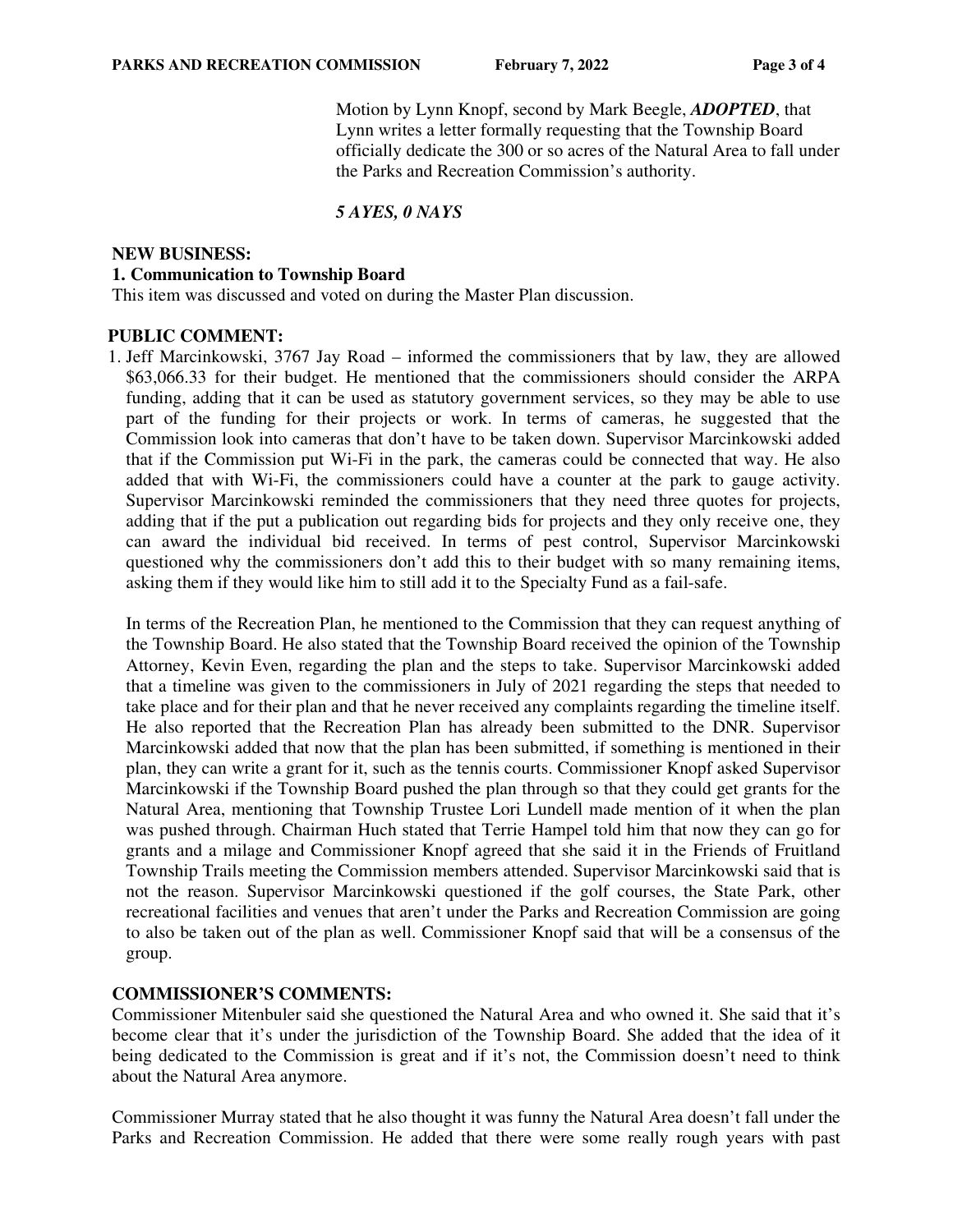Motion by Lynn Knopf, second by Mark Beegle, ***ADOPTED***, that Lynn writes a letter formally requesting that the Township Board officially dedicate the 300 or so acres of the Natural Area to fall under the Parks and Recreation Commission's authority.

***5 AYES, 0 NAYS***

**NEW BUSINESS:**

**1. Communication to Township Board**

This item was discussed and voted on during the Master Plan discussion.

**PUBLIC COMMENT:**

1. Jeff Marcinkowski, 3767 Jay Road – informed the commissioners that by law, they are allowed \$63,066.33 for their budget. He mentioned that the commissioners should consider the ARPA funding, adding that it can be used as statutory government services, so they may be able to use part of the funding for their projects or work. In terms of cameras, he suggested that the Commission look into cameras that don't have to be taken down. Supervisor Marcinkowski added that if the Commission put Wi-Fi in the park, the cameras could be connected that way. He also added that with Wi-Fi, the commissioners could have a counter at the park to gauge activity. Supervisor Marcinkowski reminded the commissioners that they need three quotes for projects, adding that if the put a publication out regarding bids for projects and they only receive one, they can award the individual bid received. In terms of pest control, Supervisor Marcinkowski questioned why the commissioners don't add this to their budget with so many remaining items, asking them if they would like him to still add it to the Specialty Fund as a fail-safe.

   In terms of the Recreation Plan, he mentioned to the Commission that they can request anything of the Township Board. He also stated that the Township Board received the opinion of the Township Attorney, Kevin Even, regarding the plan and the steps to take. Supervisor Marcinkowski added that a timeline was given to the commissioners in July of 2021 regarding the steps that needed to take place and for their plan and that he never received any complaints regarding the timeline itself. He also reported that the Recreation Plan has already been submitted to the DNR. Supervisor Marcinkowski added that now that the plan has been submitted, if something is mentioned in their plan, they can write a grant for it, such as the tennis courts. Commissioner Knopf asked Supervisor Marcinkowski if the Township Board pushed the plan through so that they could get grants for the Natural Area, mentioning that Township Trustee Lori Lundell made mention of it when the plan was pushed through. Chairman Huch stated that Terrie Hampel told him that now they can go for grants and a milage and Commissioner Knopf agreed that she said it in the Friends of Fruitland Township Trails meeting the Commission members attended. Supervisor Marcinkowski said that is not the reason. Supervisor Marcinkowski questioned if the golf courses, the State Park, other recreational facilities and venues that aren't under the Parks and Recreation Commission are going to also be taken out of the plan as well. Commissioner Knopf said that will be a consensus of the group.

**COMMISSIONER'S COMMENTS:**

Commissioner Mitenbuler said she questioned the Natural Area and who owned it. She said that it's become clear that it's under the jurisdiction of the Township Board. She added that the idea of it being dedicated to the Commission is great and if it's not, the Commission doesn't need to think about the Natural Area anymore.

Commissioner Murray stated that he also thought it was funny the Natural Area doesn't fall under the Parks and Recreation Commission. He added that there were some really rough years with past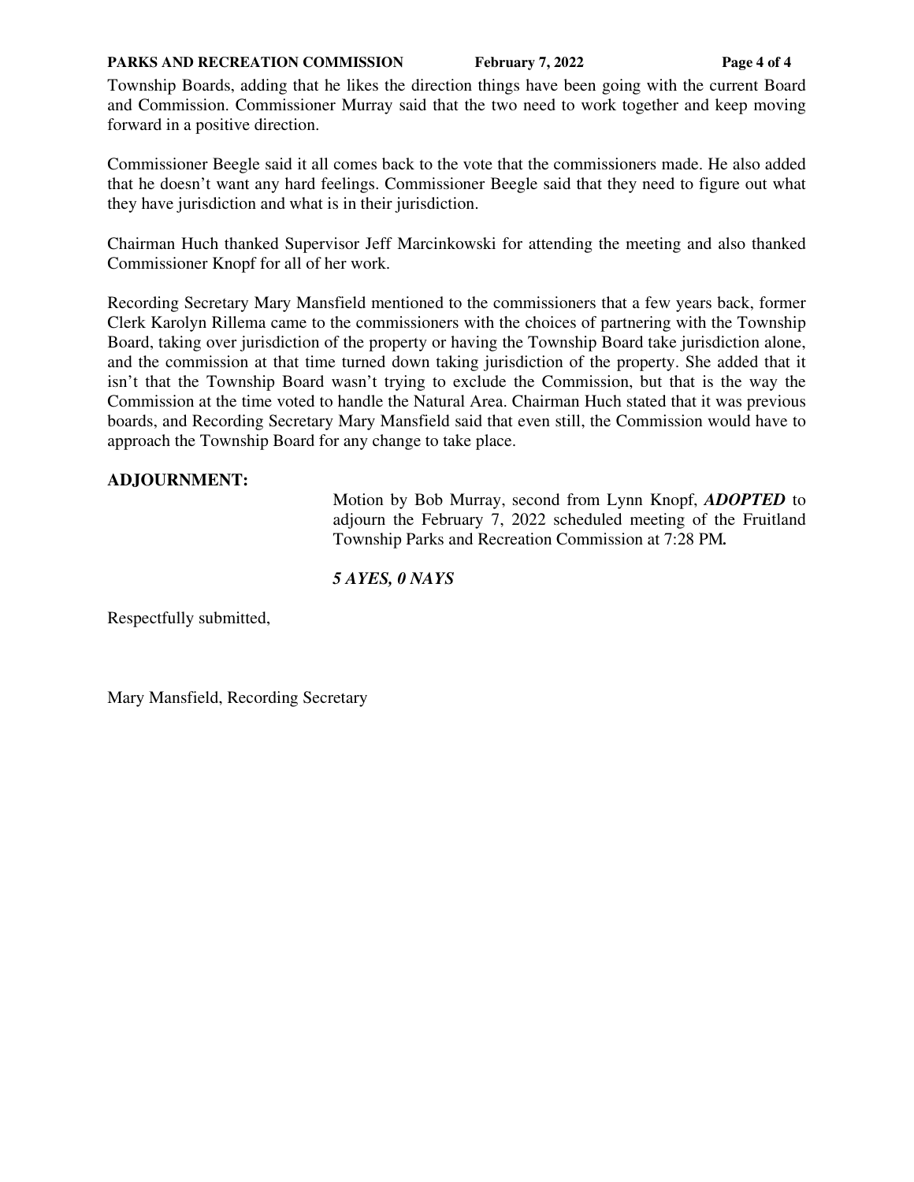Township Boards, adding that he likes the direction things have been going with the current Board and Commission. Commissioner Murray said that the two need to work together and keep moving forward in a positive direction.

Commissioner Beegle said it all comes back to the vote that the commissioners made. He also added that he doesn't want any hard feelings. Commissioner Beegle said that they need to figure out what they have jurisdiction and what is in their jurisdiction.

Chairman Huch thanked Supervisor Jeff Marcinkowski for attending the meeting and also thanked Commissioner Knopf for all of her work.

Recording Secretary Mary Mansfield mentioned to the commissioners that a few years back, former Clerk Karolyn Rillema came to the commissioners with the choices of partnering with the Township Board, taking over jurisdiction of the property or having the Township Board take jurisdiction alone, and the commission at that time turned down taking jurisdiction of the property. She added that it isn't that the Township Board wasn't trying to exclude the Commission, but that is the way the Commission at the time voted to handle the Natural Area. Chairman Huch stated that it was previous boards, and Recording Secretary Mary Mansfield said that even still, the Commission would have to approach the Township Board for any change to take place.

**ADJOURNMENT:**

Motion by Bob Murray, second from Lynn Knopf, ***ADOPTED*** to adjourn the February 7, 2022 scheduled meeting of the Fruitland Township Parks and Recreation Commission at 7:28 PM**.**

***5 AYES, 0 NAYS***

Respectfully submitted,

Mary Mansfield, Recording Secretary